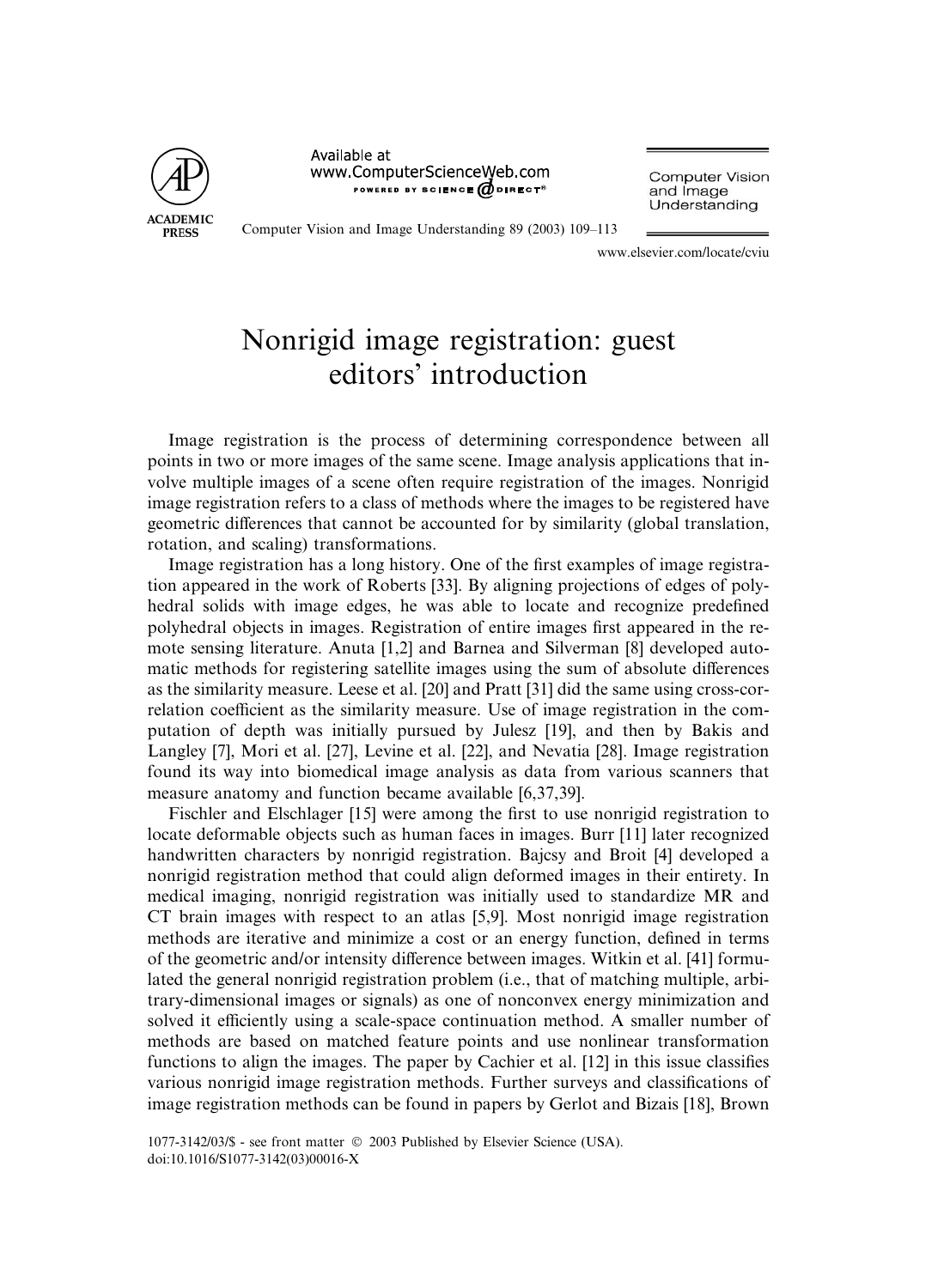# Nonrigid image registration: guest editors' introduction

Image registration is the process of determining correspondence between all points in two or more images of the same scene. Image analysis applications that involve multiple images of a scene often require registration of the images. Nonrigid image registration refers to a class of methods where the images to be registered have geometric differences that cannot be accounted for by similarity (global translation, rotation, and scaling) transformations.

Image registration has a long history. One of the first examples of image registration appeared in the work of Roberts [33]. By aligning projections of edges of polyhedral solids with image edges, he was able to locate and recognize predefined polyhedral objects in images. Registration of entire images first appeared in the remote sensing literature. Anuta [1,2] and Barnea and Silverman [8] developed automatic methods for registering satellite images using the sum of absolute differences as the similarity measure. Leese et al. [20] and Pratt [31] did the same using cross-correlation coefficient as the similarity measure. Use of image registration in the computation of depth was initially pursued by Julesz [19], and then by Bakis and Langley [7], Mori et al. [27], Levine et al. [22], and Nevatia [28]. Image registration found its way into biomedical image analysis as data from various scanners that measure anatomy and function became available [6,37,39].

Fischler and Elschlager [15] were among the first to use nonrigid registration to locate deformable objects such as human faces in images. Burr [11] later recognized handwritten characters by nonrigid registration. Bajcsy and Broit [4] developed a nonrigid registration method that could align deformed images in their entirety. In medical imaging, nonrigid registration was initially used to standardize MR and CT brain images with respect to an atlas [5,9]. Most nonrigid image registration methods are iterative and minimize a cost or an energy function, defined in terms of the geometric and/or intensity difference between images. Witkin et al. [41] formulated the general nonrigid registration problem (i.e., that of matching multiple, arbitrary-dimensional images or signals) as one of nonconvex energy minimization and solved it efficiently using a scale-space continuation method. A smaller number of methods are based on matched feature points and use nonlinear transformation functions to align the images. The paper by Cachier et al. [12] in this issue classifies various nonrigid image registration methods. Further surveys and classifications of image registration methods can be found in papers by Gerlot and Bizais [18], Brown

1077-3142/03/$ - see front matter © 2003 Published by Elsevier Science (USA).
doi:10.1016/S1077-3142(03)00016-X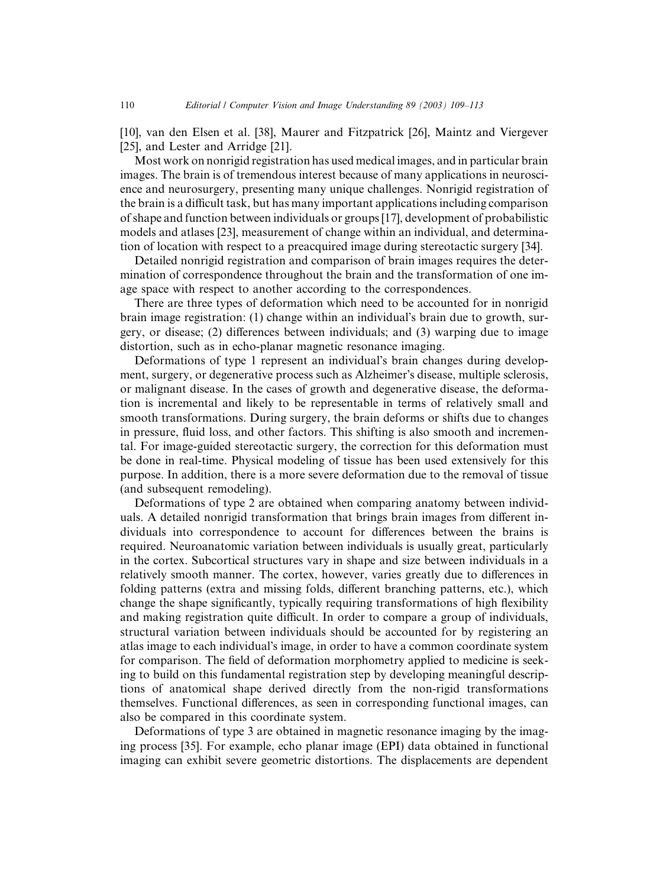[10], van den Elsen et al. [38], Maurer and Fitzpatrick [26], Maintz and Viergever [25], and Lester and Arridge [21].

Most work on nonrigid registration has used medical images, and in particular brain images. The brain is of tremendous interest because of many applications in neuroscience and neurosurgery, presenting many unique challenges. Nonrigid registration of the brain is a difficult task, but has many important applications including comparison of shape and function between individuals or groups [17], development of probabilistic models and atlases [23], measurement of change within an individual, and determination of location with respect to a preacquired image during stereotactic surgery [34].

Detailed nonrigid registration and comparison of brain images requires the determination of correspondence throughout the brain and the transformation of one image space with respect to another according to the correspondences.

There are three types of deformation which need to be accounted for in nonrigid brain image registration: (1) change within an individual's brain due to growth, surgery, or disease; (2) differences between individuals; and (3) warping due to image distortion, such as in echo-planar magnetic resonance imaging.

Deformations of type 1 represent an individual's brain changes during development, surgery, or degenerative process such as Alzheimer's disease, multiple sclerosis, or malignant disease. In the cases of growth and degenerative disease, the deformation is incremental and likely to be representable in terms of relatively small and smooth transformations. During surgery, the brain deforms or shifts due to changes in pressure, fluid loss, and other factors. This shifting is also smooth and incremental. For image-guided stereotactic surgery, the correction for this deformation must be done in real-time. Physical modeling of tissue has been used extensively for this purpose. In addition, there is a more severe deformation due to the removal of tissue (and subsequent remodeling).

Deformations of type 2 are obtained when comparing anatomy between individuals. A detailed nonrigid transformation that brings brain images from different individuals into correspondence to account for differences between the brains is required. Neuroanatomic variation between individuals is usually great, particularly in the cortex. Subcortical structures vary in shape and size between individuals in a relatively smooth manner. The cortex, however, varies greatly due to differences in folding patterns (extra and missing folds, different branching patterns, etc.), which change the shape significantly, typically requiring transformations of high flexibility and making registration quite difficult. In order to compare a group of individuals, structural variation between individuals should be accounted for by registering an atlas image to each individual's image, in order to have a common coordinate system for comparison. The field of deformation morphometry applied to medicine is seeking to build on this fundamental registration step by developing meaningful descriptions of anatomical shape derived directly from the non-rigid transformations themselves. Functional differences, as seen in corresponding functional images, can also be compared in this coordinate system.

Deformations of type 3 are obtained in magnetic resonance imaging by the imaging process [35]. For example, echo planar image (EPI) data obtained in functional imaging can exhibit severe geometric distortions. The displacements are dependent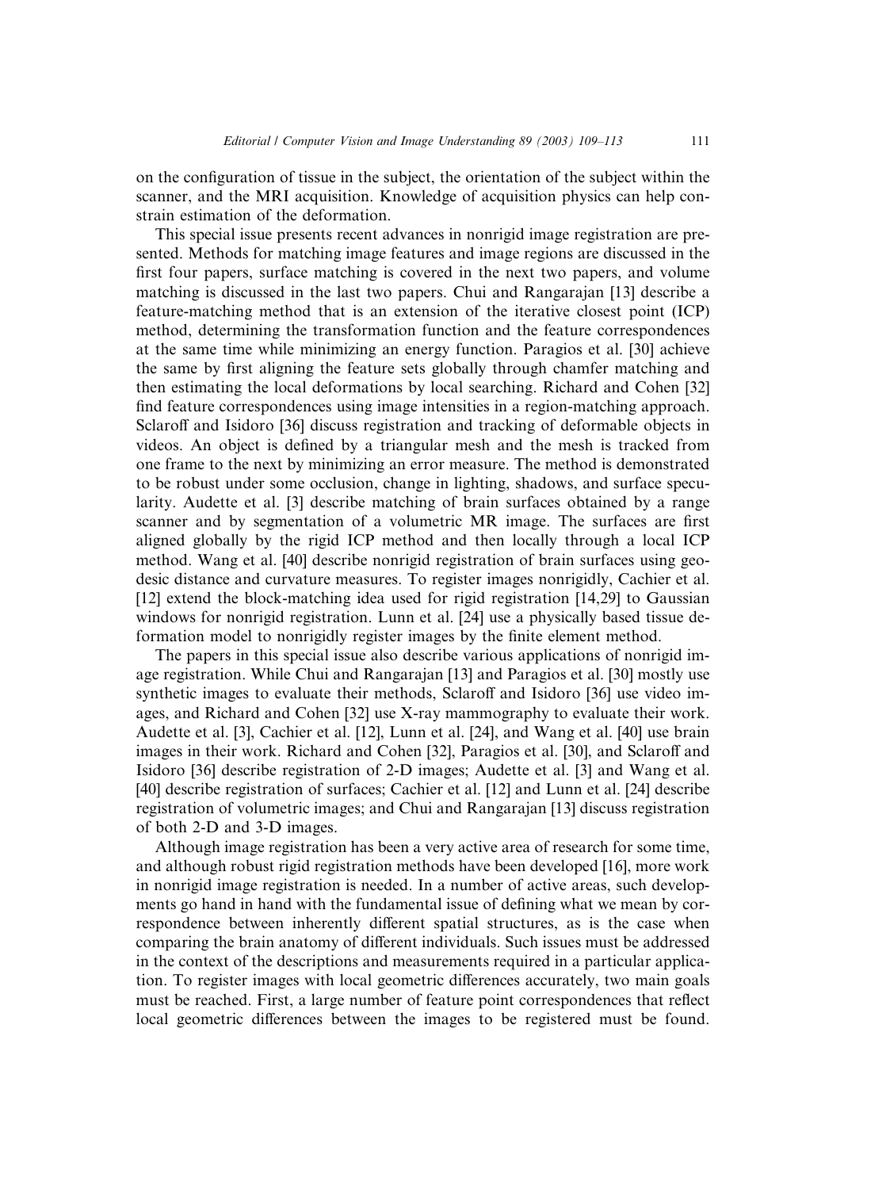on the configuration of tissue in the subject, the orientation of the subject within the scanner, and the MRI acquisition. Knowledge of acquisition physics can help constrain estimation of the deformation.

This special issue presents recent advances in nonrigid image registration are presented. Methods for matching image features and image regions are discussed in the first four papers, surface matching is covered in the next two papers, and volume matching is discussed in the last two papers. Chui and Rangarajan [13] describe a feature-matching method that is an extension of the iterative closest point (ICP) method, determining the transformation function and the feature correspondences at the same time while minimizing an energy function. Paragios et al. [30] achieve the same by first aligning the feature sets globally through chamfer matching and then estimating the local deformations by local searching. Richard and Cohen [32] find feature correspondences using image intensities in a region-matching approach. Sclaroff and Isidoro [36] discuss registration and tracking of deformable objects in videos. An object is defined by a triangular mesh and the mesh is tracked from one frame to the next by minimizing an error measure. The method is demonstrated to be robust under some occlusion, change in lighting, shadows, and surface specularity. Audette et al. [3] describe matching of brain surfaces obtained by a range scanner and by segmentation of a volumetric MR image. The surfaces are first aligned globally by the rigid ICP method and then locally through a local ICP method. Wang et al. [40] discuss nonrigid registration of brain surfaces using geodesic distance and curvature measures. To register images nonrigidly, Cachier et al. [12] extend the block-matching idea used for rigid registration [14,29] to Gaussian windows for nonrigid registration. Lunn et al. [24] use a physically based tissue deformation model to nonrigidly register images by the finite element method.

The papers in this special issue also describe various applications of nonrigid image registration. While Chui and Rangarajan [13] and Paragios et al. [30] mostly use synthetic images to evaluate their methods, Sclaroff and Isidoro [36] use video images, and Richard and Cohen [32] use X-ray mammography to evaluate their work. Audette et al. [3], Cachier et al. [12], Lunn et al. [24], and Wang et al. [40] use brain images in their work. Richard and Cohen [32], Paragios et al. [30], and Sclaroff and Isidoro [36] describe registration of 2-D images; Audette et al. [3] and Wang et al. [40] describe registration of surfaces; Cachier et al. [12] and Lunn et al. [24] describe registration of volumetric images; and Chui and Rangarajan [13] discuss registration of both 2-D and 3-D images.

Although image registration has been a very active area of research for some time, and although robust rigid registration methods have been developed [16], more work in nonrigid image registration is needed. In a number of active areas, such developments go hand in hand with the fundamental issue of defining what we mean by correspondence between inherently different spatial structures, as is the case when comparing the brain anatomy of different individuals. Such issues must be addressed in the context of the descriptions and measurements required in a particular application. To register images with local geometric differences accurately, two main goals must be reached. First, a large number of feature point correspondences that reflect local geometric differences between the images to be registered must be found.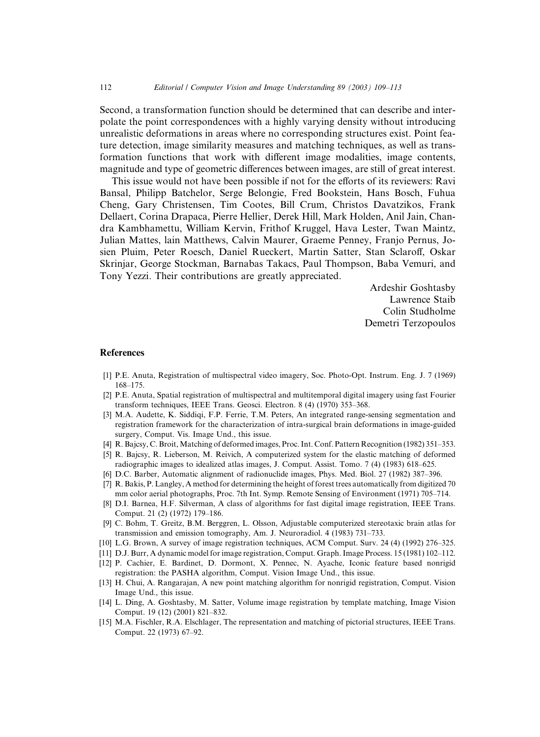Second, a transformation function should be determined that can describe and interpolate the point correspondences with a highly varying density without introducing unrealistic deformations in areas where no corresponding structures exist. Point feature detection, image similarity measures and matching techniques, as well as transformation functions that work with different image modalities, image contents, magnitude and type of geometric differences between images, are still of great interest.

This issue would not have been possible if not for the efforts of its reviewers: Ravi Bansal, Philipp Batchelor, Serge Belongie, Fred Bookstein, Hans Bosch, Fuhua Cheng, Gary Christensen, Tim Cootes, Bill Crum, Christos Davatzikos, Frank Dellaert, Corina Drapaca, Pierre Hellier, Derek Hill, Mark Holden, Anil Jain, Chandra Kambhamettu, William Kervin, Frithof Kruggel, Hava Lester, Twan Maintz, Julian Mattes, lain Matthews, Calvin Maurer, Graeme Penney, Franjo Pernus, Josien Pluim, Peter Roesch, Daniel Rueckert, Martin Satter, Stan Sclaroff, Oskar Skrinjar, George Stockman, Barnabas Takacs, Paul Thompson, Baba Vemuri, and Tony Yezzi. Their contributions are greatly appreciated.

Ardeshir Goshtasby
Lawrence Staib
Colin Studholme
Demetri Terzopoulos

## References

[1] P.E. Anuta, Registration of multispectral video imagery, Soc. Photo-Opt. Instrum. Eng. J. 7 (1969) 168–175.

[2] P.E. Anuta, Spatial registration of multispectral and multitemporal digital imagery using fast Fourier transform techniques, IEEE Trans. Geosci. Electron. 8 (4) (1970) 353–368.

[3] M.A. Audette, K. Siddiqi, F.P. Ferrie, T.M. Peters, An integrated range-sensing segmentation and registration framework for the characterization of intra-surgical brain deformations in image-guided surgery, Comput. Vis. Image Und., this issue.

[4] R. Bajcsy, C. Broit, Matching of deformed images, Proc. Int. Conf. Pattern Recognition (1982) 351–353.

[5] R. Bajcsy, R. Lieberson, M. Reivich, A computerized system for the elastic matching of deformed radiographic images to idealized atlas images, J. Comput. Assist. Tomo. 7 (4) (1983) 618–625.

[6] D.C. Barber, Automatic alignment of radionuclide images, Phys. Med. Biol. 27 (1982) 387–396.

[7] R. Bakis, P. Langley, A method for determining the height of forest trees automatically from digitized 70 mm color aerial photographs, Proc. 7th Int. Symp. Remote Sensing of Environment (1971) 705–714.

[8] D.I. Barnea, H.F. Silverman, A class of algorithms for fast digital image registration, IEEE Trans. Comput. 21 (2) (1972) 179–186.

[9] C. Bohm, T. Greitz, B.M. Berggren, L. Olsson, Adjustable computerized stereotaxic brain atlas for transmission and emission tomography, Am. J. Neuroradiol. 4 (1983) 731–733.

[10] L.G. Brown, A survey of image registration techniques, ACM Comput. Surv. 24 (4) (1992) 276–325.

[11] D.J. Burr, A dynamic model for image registration, Comput. Graph. Image Process. 15 (1981) 102–112.

[12] P. Cachier, E. Bardinet, D. Dormont, X. Pennec, N. Ayache, Iconic feature based nonrigid registration: the PASHA algorithm, Comput. Vision Image Und., this issue.

[13] H. Chui, A. Rangarajan, A new point matching algorithm for nonrigid registration, Comput. Vision Image Und., this issue.

[14] L. Ding, A. Goshtasby, M. Satter, Volume image registration by template matching, Image Vision Comput. 19 (12) (2001) 821–832.

[15] M.A. Fischler, R.A. Elschlager, The representation and matching of pictorial structures, IEEE Trans. Comput. 22 (1973) 67–92.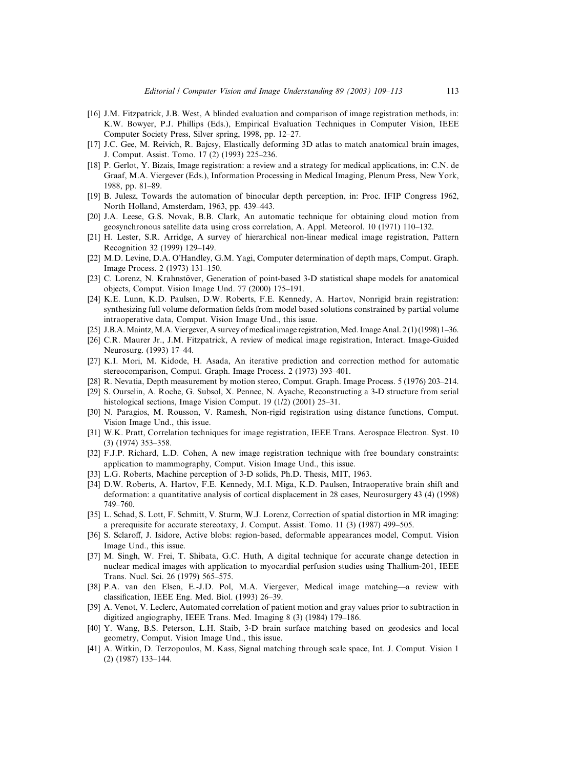[16] J.M. Fitzpatrick, J.B. West, A blinded evaluation and comparison of image registration methods, in: K.W. Bowyer, P.J. Phillips (Eds.), Empirical Evaluation Techniques in Computer Vision, IEEE Computer Society Press, Silver spring, 1998, pp. 12–27.

[17] J.C. Gee, M. Reivich, R. Bajcsy, Elastically deforming 3D atlas to match anatomical brain images, J. Comput. Assist. Tomo. 17 (2) (1993) 225–236.

[18] P. Gerlot, Y. Bizais, Image registration: a review and a strategy for medical applications, in: C.N. de Graaf, M.A. Viergever (Eds.), Information Processing in Medical Imaging, Plenum Press, New York, 1988, pp. 81–89.

[19] B. Julesz, Towards the automation of binocular depth perception, in: Proc. IFIP Congress 1962, North Holland, Amsterdam, 1963, pp. 439–443.

[20] J.A. Leese, G.S. Novak, B.B. Clark, An automatic technique for obtaining cloud motion from geosynchronous satellite data using cross correlation, A. Appl. Meteorol. 10 (1971) 110–132.

[21] H. Lester, S.R. Arridge, A survey of hierarchical non-linear medical image registration, Pattern Recognition 32 (1999) 129–149.

[22] M.D. Levine, D.A. O'Handley, G.M. Yagi, Computer determination of depth maps, Comput. Graph. Image Process. 2 (1973) 131–150.

[23] C. Lorenz, N. Krahnstöver, Generation of point-based 3-D statistical shape models for anatomical objects, Comput. Vision Image Und. 77 (2000) 175–191.

[24] K.E. Lunn, K.D. Paulsen, D.W. Roberts, F.E. Kennedy, A. Hartov, Nonrigid brain registration: synthesizing full volume deformation fields from model based solutions constrained by partial volume intraoperative data, Comput. Vision Image Und., this issue.

[25] J.B.A. Maintz, M.A. Viergever, A survey of medical image registration, Med. Image Anal. 2 (1) (1998) 1–36.

[26] C.R. Maurer Jr., J.M. Fitzpatrick, A review of medical image registration, Interact. Image-Guided Neurosurg. (1993) 17–44.

[27] K.I. Mori, M. Kidode, H. Asada, An iterative prediction and correction method for automatic stereocomparison, Comput. Graph. Image Process. 2 (1973) 393–401.

[28] R. Nevatia, Depth measurement by motion stereo, Comput. Graph. Image Process. 5 (1976) 203–214.

[29] S. Ourselin, A. Roche, G. Subsol, X. Pennec, N. Ayache, Reconstructing a 3-D structure from serial histological sections, Image Vision Comput. 19 (1/2) (2001) 25–31.

[30] N. Paragios, M. Rousson, V. Ramesh, Non-rigid registration using distance functions, Comput. Vision Image Und., this issue.

[31] W.K. Pratt, Correlation techniques for image registration, IEEE Trans. Aerospace Electron. Syst. 10 (3) (1974) 353–358.

[32] F.J.P. Richard, L.D. Cohen, A new image registration technique with free boundary constraints: application to mammography, Comput. Vision Image Und., this issue.

[33] L.G. Roberts, Machine perception of 3-D solids, Ph.D. Thesis, MIT, 1963.

[34] D.W. Roberts, A. Hartov, F.E. Kennedy, M.I. Miga, K.D. Paulsen, Intraoperative brain shift and deformation: a quantitative analysis of cortical displacement in 28 cases, Neurosurgery 43 (4) (1998) 749–760.

[35] L. Schad, S. Lott, F. Schmitt, V. Sturm, W.J. Lorenz, Correction of spatial distortion in MR imaging: a prerequisite for accurate stereotaxy, J. Comput. Assist. Tomo. 11 (3) (1987) 499–505.

[36] S. Sclaroff, J. Isidore, Active blobs: region-based, deformable appearances model, Comput. Vision Image Und., this issue.

[37] M. Singh, W. Frei, T. Shibata, G.C. Huth, A digital technique for accurate change detection in nuclear medical images with application to myocardial perfusion studies using Thallium-201, IEEE Trans. Nucl. Sci. 26 (1979) 565–575.

[38] P.A. van den Elsen, E.-J.D. Pol, M.A. Viergever, Medical image matching—a review with classification, IEEE Eng. Med. Biol. (1993) 26–39.

[39] A. Venot, V. Leclerc, Automated correlation of patient motion and gray values prior to subtraction in digitized angiography, IEEE Trans. Med. Imaging 8 (3) (1984) 179–186.

[40] Y. Wang, B.S. Peterson, L.H. Staib, 3-D brain surface matching based on geodesics and local geometry, Comput. Vision Image Und., this issue.

[41] A. Witkin, D. Terzopoulos, M. Kass, Signal matching through scale space, Int. J. Comput. Vision 1 (2) (1987) 133–144.